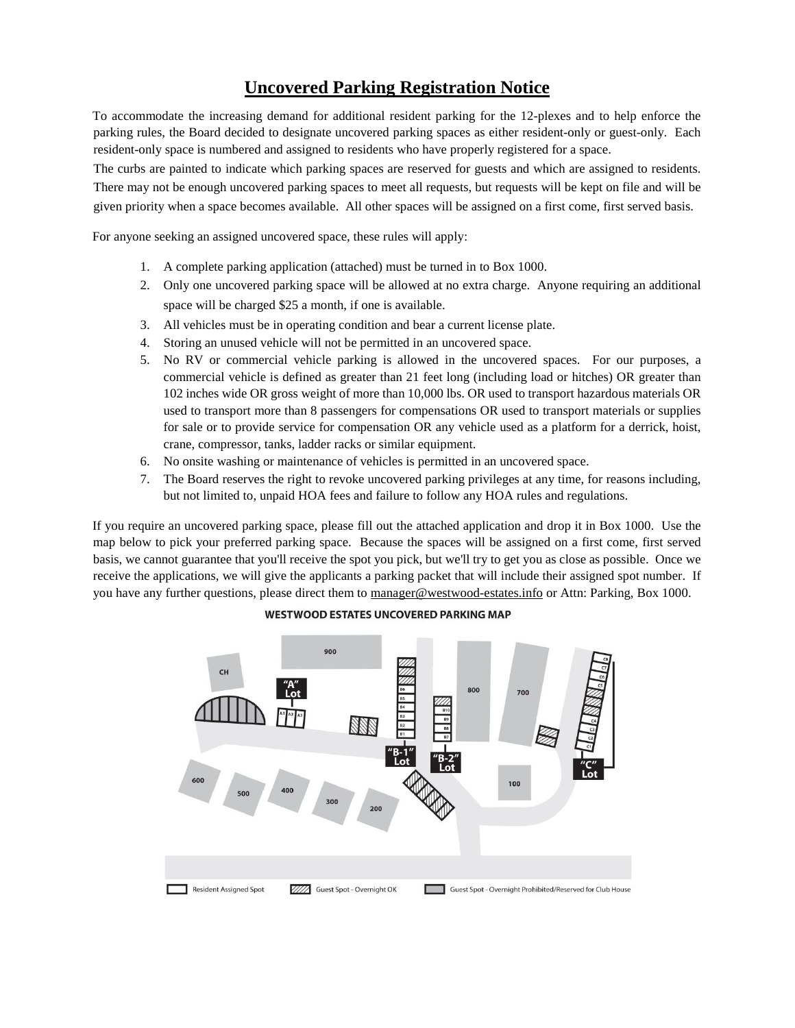# Uncovered Parking Registration Notice

To accommodate the increasing demand for additional resident parking for the 12-plexes and to help enforce the parking rules, the Board decided to designate uncovered parking spaces as either resident-only or guest-only. Each resident-only space is numbered and assigned to residents who have properly registered for a space.

The curbs are painted to indicate which parking spaces are reserved for guests and which are assigned to residents. There may not be enough uncovered parking spaces to meet all requests, but requests will be kept on file and will be given priority when a space becomes available. All other spaces will be assigned on a first come, first served basis.

For anyone seeking an assigned uncovered space, these rules will apply:

1. A complete parking application (attached) must be turned in to Box 1000.
2. Only one uncovered parking space will be allowed at no extra charge. Anyone requiring an additional space will be charged $25 a month, if one is available.
3. All vehicles must be in operating condition and bear a current license plate.
4. Storing an unused vehicle will not be permitted in an uncovered space.
5. No RV or commercial vehicle parking is allowed in the uncovered spaces. For our purposes, a commercial vehicle is defined as greater than 21 feet long (including load or hitches) OR greater than 102 inches wide OR gross weight of more than 10,000 lbs. OR used to transport hazardous materials OR used to transport more than 8 passengers for compensations OR used to transport materials or supplies for sale or to provide service for compensation OR any vehicle used as a platform for a derrick, hoist, crane, compressor, tanks, ladder racks or similar equipment.
6. No onsite washing or maintenance of vehicles is permitted in an uncovered space.
7. The Board reserves the right to revoke uncovered parking privileges at any time, for reasons including, but not limited to, unpaid HOA fees and failure to follow any HOA rules and regulations.

If you require an uncovered parking space, please fill out the attached application and drop it in Box 1000. Use the map below to pick your preferred parking space. Because the spaces will be assigned on a first come, first served basis, we cannot guarantee that you'll receive the spot you pick, but we'll try to get you as close as possible. Once we receive the applications, we will give the applicants a parking packet that will include their assigned spot number. If you have any further questions, please direct them to manager@westwood-estates.info or Attn: Parking, Box 1000.

**WESTWOOD ESTATES UNCOVERED PARKING MAP**

CH, 900, 800, 700, 600, 500, 400, 300, 200, 100

"A" Lot: A1, A2, A3

"B-1" Lot: B1, B2, B3, B4, B5, B6

"B-2" Lot: B7, B8, B9, B10

"C" Lot: C1, C2, C3, C4, C5, C6, C7, C8

Resident Assigned Spot | Guest Spot - Overnight OK | Guest Spot - Overnight Prohibited/Reserved for Club House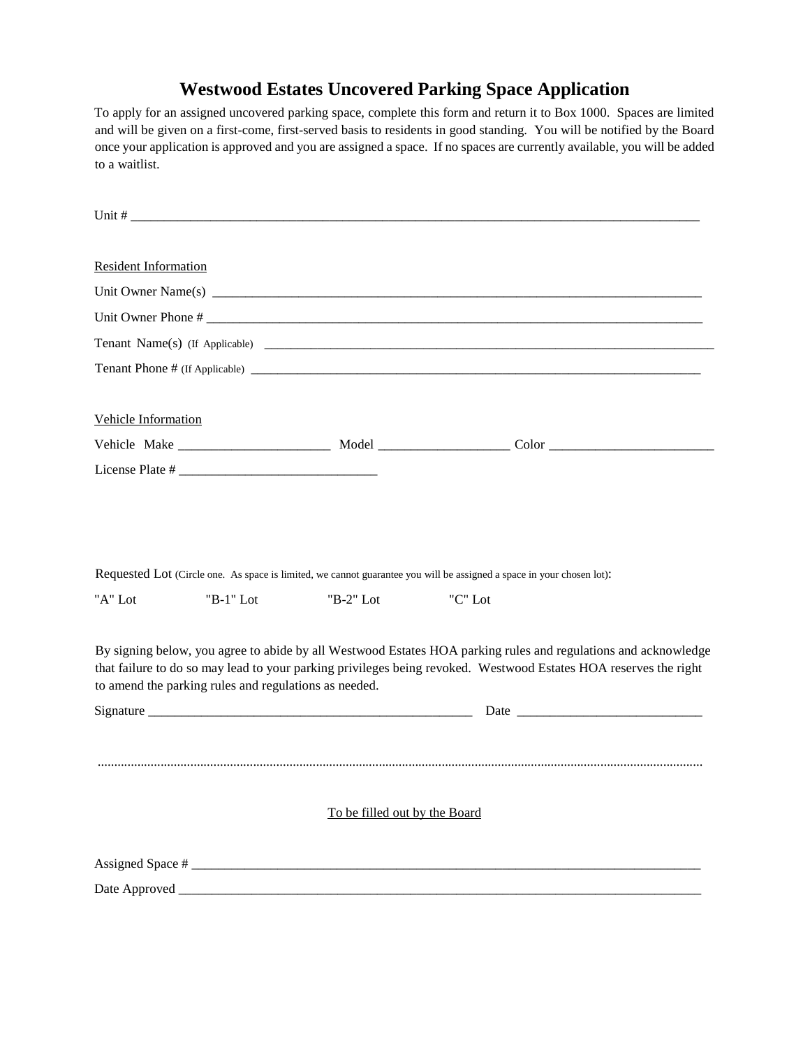# Westwood Estates Uncovered Parking Space Application

To apply for an assigned uncovered parking space, complete this form and return it to Box 1000. Spaces are limited and will be given on a first-come, first-served basis to residents in good standing. You will be notified by the Board once your application is approved and you are assigned a space. If no spaces are currently available, you will be added to a waitlist.

Unit # ___________________________________________________________________________

Resident Information

Unit Owner Name(s) ______________________________________________________________

Unit Owner Phone # ______________________________________________________________

Tenant Name(s) (If Applicable) _____________________________________________________

Tenant Phone # (If Applicable) _____________________________________________________

Vehicle Information

Vehicle Make ______________________ Model ___________________ Color ________________________

License Plate # _____________________________

Requested Lot (Circle one. As space is limited, we cannot guarantee you will be assigned a space in your chosen lot):

"A" Lot "B-1" Lot "B-2" Lot "C" Lot

By signing below, you agree to abide by all Westwood Estates HOA parking rules and regulations and acknowledge that failure to do so may lead to your parking privileges being revoked. Westwood Estates HOA reserves the right to amend the parking rules and regulations as needed.

Signature __________________________________________________ Date ___________________________

.......................................................................................................................................................................

To be filled out by the Board

Assigned Space # _________________________________________________________________________

Date Approved ___________________________________________________________________________